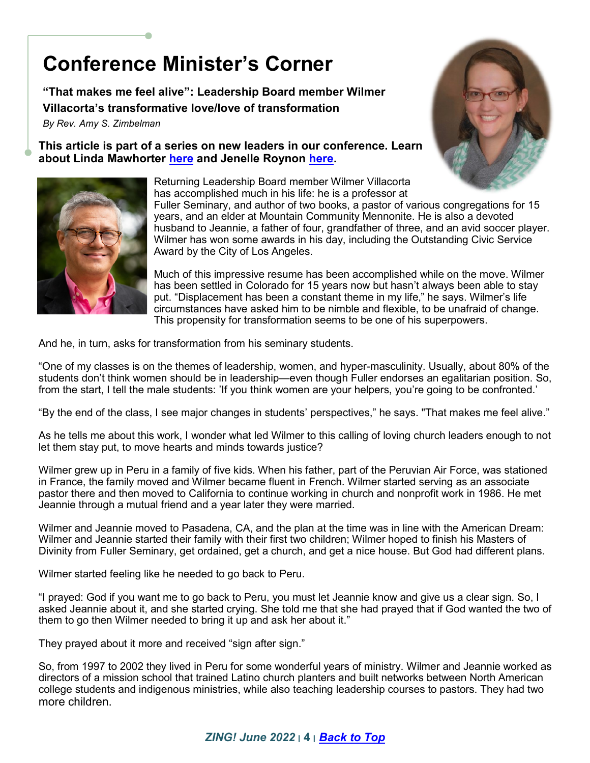# Conference Minister's Corner

**"That makes me feel alive": Leadership Board member Wilmer Villacorta's transformative love/love of transformation**

*By Rev. Amy S. Zimbelman*

**This article is part of a series on new leaders in our conference. Learn about Linda Mawhorter here and Jenelle Roynon here.**

Returning Leadership Board member Wilmer Villacorta has accomplished much in his life: he is a professor at Fuller Seminary, and author of two books, a pastor of various congregations for 15 years, and an elder at Mountain Community Mennonite. He is also a devoted husband to Jeannie, a father of four, grandfather of three, and an avid soccer player. Wilmer has won some awards in his day, including the Outstanding Civic Service Award by the City of Los Angeles.

Much of this impressive resume has been accomplished while on the move. Wilmer has been settled in Colorado for 15 years now but hasn't always been able to stay put. "Displacement has been a constant theme in my life," he says. Wilmer's life circumstances have asked him to be nimble and flexible, to be unafraid of change. This propensity for transformation seems to be one of his superpowers.

And he, in turn, asks for transformation from his seminary students.

"One of my classes is on the themes of leadership, women, and hyper-masculinity. Usually, about 80% of the students don't think women should be in leadership—even though Fuller endorses an egalitarian position. So, from the start, I tell the male students: 'If you think women are your helpers, you're going to be confronted.'

"By the end of the class, I see major changes in students' perspectives," he says. "That makes me feel alive."

As he tells me about this work, I wonder what led Wilmer to this calling of loving church leaders enough to not let them stay put, to move hearts and minds towards justice?

Wilmer grew up in Peru in a family of five kids. When his father, part of the Peruvian Air Force, was stationed in France, the family moved and Wilmer became fluent in French. Wilmer started serving as an associate pastor there and then moved to California to continue working in church and nonprofit work in 1986. He met Jeannie through a mutual friend and a year later they were married.

Wilmer and Jeannie moved to Pasadena, CA, and the plan at the time was in line with the American Dream: Wilmer and Jeannie started their family with their first two children; Wilmer hoped to finish his Masters of Divinity from Fuller Seminary, get ordained, get a church, and get a nice house. But God had different plans.

Wilmer started feeling like he needed to go back to Peru.

"I prayed: God if you want me to go back to Peru, you must let Jeannie know and give us a clear sign. So, I asked Jeannie about it, and she started crying. She told me that she had prayed that if God wanted the two of them to go then Wilmer needed to bring it up and ask her about it."

They prayed about it more and received "sign after sign."

So, from 1997 to 2002 they lived in Peru for some wonderful years of ministry. Wilmer and Jeannie worked as directors of a mission school that trained Latino church planters and built networks between North American college students and indigenous ministries, while also teaching leadership courses to pastors. They had two more children.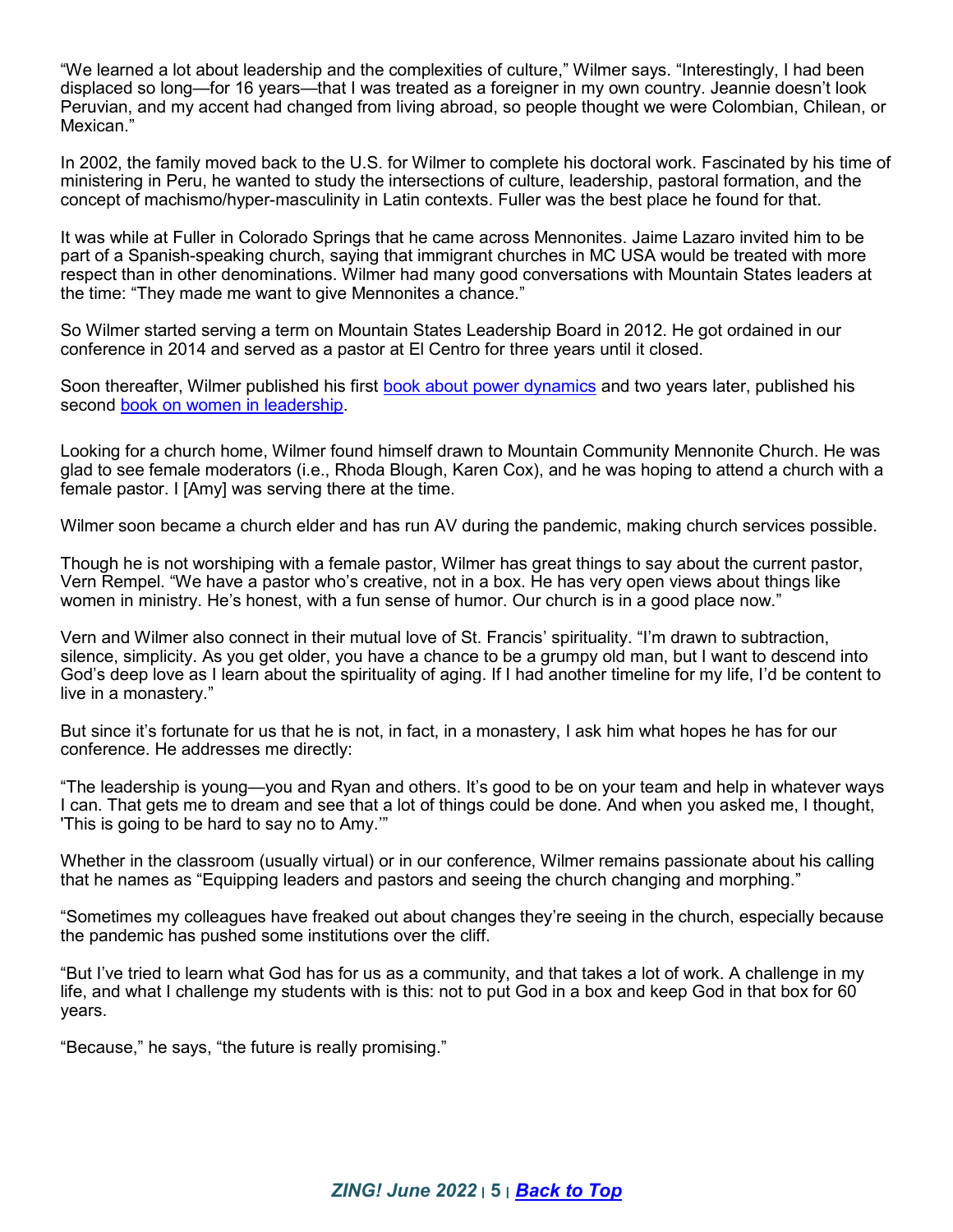"We learned a lot about leadership and the complexities of culture," Wilmer says. "Interestingly, I had been displaced so long—for 16 years—that I was treated as a foreigner in my own country. Jeannie doesn't look Peruvian, and my accent had changed from living abroad, so people thought we were Colombian, Chilean, or Mexican."

In 2002, the family moved back to the U.S. for Wilmer to complete his doctoral work. Fascinated by his time of ministering in Peru, he wanted to study the intersections of culture, leadership, pastoral formation, and the concept of machismo/hyper-masculinity in Latin contexts. Fuller was the best place he found for that.

It was while at Fuller in Colorado Springs that he came across Mennonites. Jaime Lazaro invited him to be part of a Spanish-speaking church, saying that immigrant churches in MC USA would be treated with more respect than in other denominations. Wilmer had many good conversations with Mountain States leaders at the time: "They made me want to give Mennonites a chance."

So Wilmer started serving a term on Mountain States Leadership Board in 2012. He got ordained in our conference in 2014 and served as a pastor at El Centro for three years until it closed.

Soon thereafter, Wilmer published his first book about power dynamics and two years later, published his second book on women in leadership.

Looking for a church home, Wilmer found himself drawn to Mountain Community Mennonite Church. He was glad to see female moderators (i.e., Rhoda Blough, Karen Cox), and he was hoping to attend a church with a female pastor. I [Amy] was serving there at the time.

Wilmer soon became a church elder and has run AV during the pandemic, making church services possible.

Though he is not worshiping with a female pastor, Wilmer has great things to say about the current pastor, Vern Rempel. "We have a pastor who's creative, not in a box. He has very open views about things like women in ministry. He's honest, with a fun sense of humor. Our church is in a good place now."

Vern and Wilmer also connect in their mutual love of St. Francis' spirituality. "I'm drawn to subtraction, silence, simplicity. As you get older, you have a chance to be a grumpy old man, but I want to descend into God's deep love as I learn about the spirituality of aging. If I had another timeline for my life, I'd be content to live in a monastery."

But since it's fortunate for us that he is not, in fact, in a monastery, I ask him what hopes he has for our conference. He addresses me directly:

"The leadership is young—you and Ryan and others. It's good to be on your team and help in whatever ways I can. That gets me to dream and see that a lot of things could be done. And when you asked me, I thought, 'This is going to be hard to say no to Amy.'"

Whether in the classroom (usually virtual) or in our conference, Wilmer remains passionate about his calling that he names as "Equipping leaders and pastors and seeing the church changing and morphing."

"Sometimes my colleagues have freaked out about changes they're seeing in the church, especially because the pandemic has pushed some institutions over the cliff.

"But I've tried to learn what God has for us as a community, and that takes a lot of work. A challenge in my life, and what I challenge my students with is this: not to put God in a box and keep God in that box for 60 years.

"Because," he says, "the future is really promising."